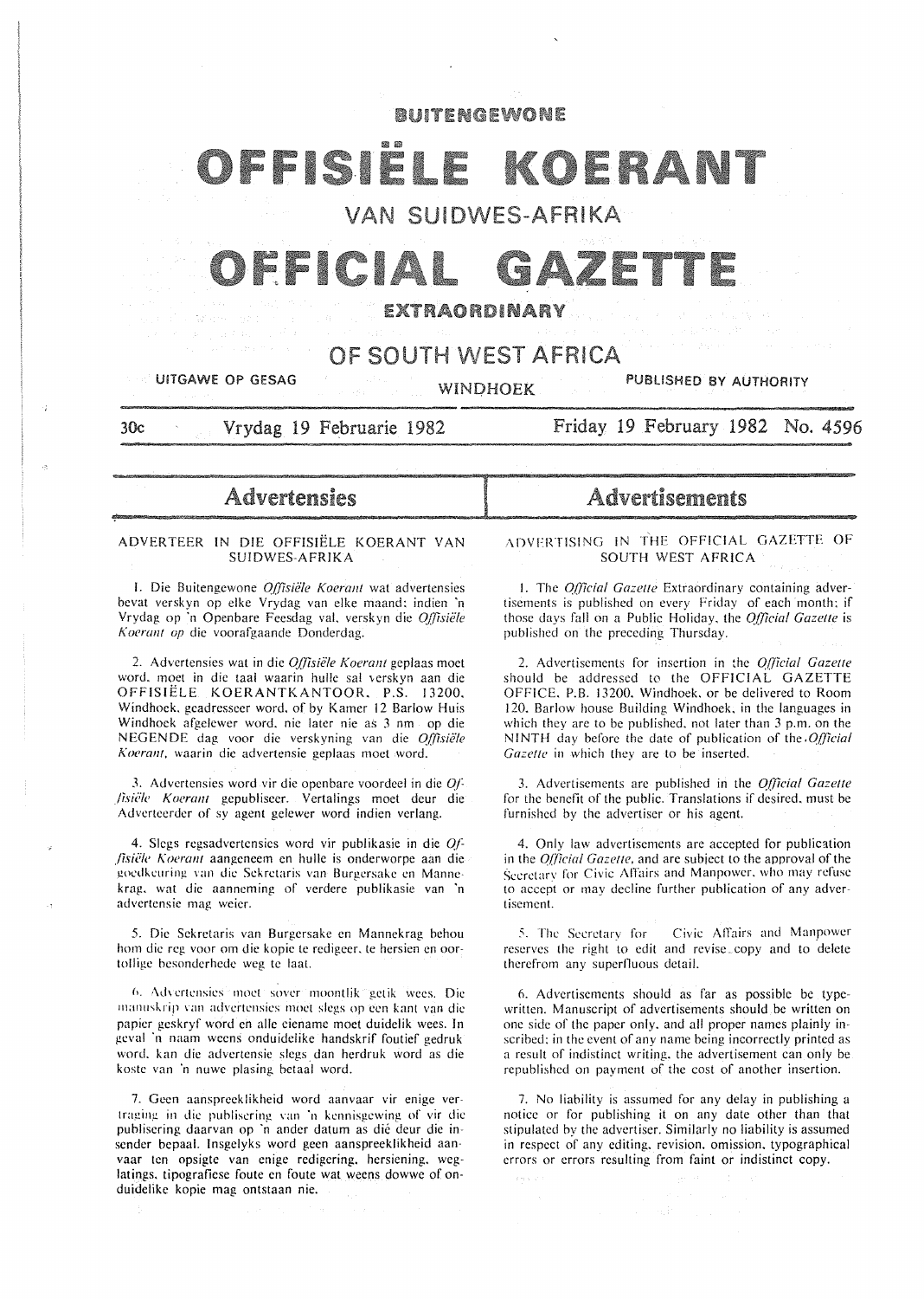# BUITENGEWONE

# OFFISIËLE KOERANT

## VAN SUIDWES-AFRIKA

# OFFICIAL GAZETTE

## EXTRAORDINARY

## OF SOUTH WEST AFRICA

UITGAWE OP GESAG — WINDHOEK — PUBLISHED BY AUTHORITY

30c — Vrydag 19 Februarie 1982 — Friday 19 February 1982 No. 4596

## Advertensies

### ADVERTEER IN DIE OFFISIËLE KOERANT VAN SUIDWES-AFRIKA

1. Die Buitengewone *Offisiële Koerant* wat advertensies bevat verskyn op elke Vrydag van elke maand; indien 'n Vrydag op 'n Openbare Feesdag val, verskyn die *Offisiële Koerant* op die voorafgaande Donderdag.

2. Advertensies wat in die *Offisiële Koerant* geplaas moet word, moet in die taal waarin hulle sal verskyn aan die OFFISIËLE KOERANTKANTOOR, P.S. 13200, Windhoek, geadresseer word, of by Kamer 12 Barlow Huis Windhoek afgelewer word, nie later nie as 3 nm op die NEGENDE dag voor die verskyning van die *Offisiële Koerant*, waarin die advertensie geplaas moet word.

3. Advertensies word vir die openbare voordeel in die *Offisiële Koerant* gepubliseer. Vertalings moet deur die Adverteerder of sy agent gelewer word indien verlang.

4. Slegs regsadvertensies word vir publikasie in die *Offisiële Koerant* aangeneem en hulle is onderworpe aan die goedkeuring van die Sekretaris van Burgersake en Mannekrag, wat die aanneming of verdere publikasie van 'n advertensie mag weier.

5. Die Sekretaris van Burgersake en Mannekrag behou hom die reg voor om die kopie te redigeer, te hersien en oortollige besonderhede weg te laat.

6. Advertensies moet sover moontlik getik wees. Die manuskrip van advertensies moet slegs op een kant van die papier geskryf word en alle eiename moet duidelik wees. In geval 'n naam weens onduidelike handskrif foutief gedruk word, kan die advertensie slegs dan herdruk word as die koste van 'n nuwe plasing betaal word.

7. Geen aanspreeklikheid word aanvaar vir enige vertraging in die publisering van 'n kennisgewing of vir die publisering daarvan op 'n ander datum as dié deur die insender bepaal. Insgelyks word geen aanspreeklikheid aanvaar ten opsigte van enige redigering, hersiening, weglatings, tipografiese foute en foute wat weens dowwe of onduidelike kopie mag ontstaan nie.

## Advertisements

### ADVERTISING IN THE OFFICIAL GAZETTE OF SOUTH WEST AFRICA

1. The *Official Gazette* Extraordinary containing advertisements is published on every Friday of each month; if those days fall on a Public Holiday, the *Official Gazette* is published on the preceding Thursday.

2. Advertisements for insertion in the *Official Gazette* should be addressed to the OFFICIAL GAZETTE OFFICE, P.B. 13200, Windhoek, or be delivered to Room 120, Barlow house Building Windhoek, in the languages in which they are to be published, not later than 3 p.m. on the NINTH day before the date of publication of the *Official Gazette* in which they are to be inserted.

3. Advertisements are published in the *Official Gazette* for the benefit of the public. Translations if desired, must be furnished by the advertiser or his agent.

4. Only law advertisements are accepted for publication in the *Official Gazette*, and are subject to the approval of the Secretary for Civic Affairs and Manpower, who may refuse to accept or may decline further publication of any advertisement.

5. The Secretary for Civic Affairs and Manpower reserves the right to edit and revise copy and to delete therefrom any superfluous detail.

6. Advertisements should as far as possible be typewritten. Manuscript of advertisements should be written on one side of the paper only, and all proper names plainly inscribed; in the event of any name being incorrectly printed as a result of indistinct writing, the advertisement can only be republished on payment of the cost of another insertion.

7. No liability is assumed for any delay in publishing a notice or for publishing it on any date other than that stipulated by the advertiser. Similarly no liability is assumed in respect of any editing, revision, omission, typographical errors or errors resulting from faint or indistinct copy.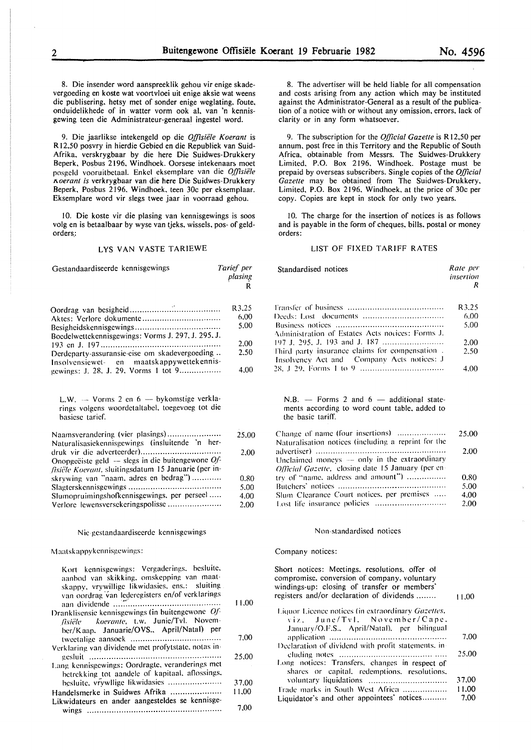8. Die insender word aanspreeklik gehou vir enige skadevergoeding en koste wat voortvloei uit enige aksie wat weens die publisering, hetsy met of sonder enige weglating, foute, onduidelikhede of in watter vorm ook al, van 'n kennisgewing teen die Administrateur-generaal ingestel word.

9. Die jaarlikse intekengeld op die *Offisiële Koerant* is R12,50 posvry in hierdie Gebied en die Republiek van Suid-Afrika, verskrygbaar by die here Die Suidwes-Drukkery Beperk, Posbus 2196, Windhoek. Oorsese intekenaars moet posgeld vooruitbetaal. Enkel eksemplare van die *Offisiële Koerant is* verkrygbaar van die here Die Suidwes-Drukkery Beperk, Posbus 2196, Windhoek, teen 30c per eksemplaar. Eksemplare word vir slegs twee jaar in voorraad gehou.

10. Die koste vir die plasing van kennisgewings is soos volg en is betaalbaar by wyse van tjeks, wissels, pos- of geldorders:

LYS VAN VASTE TARIEWE

| Gestandaardiseerde kennisgewings | Tarief per plasing R |
|---|---|
| Oordrag van besigheid | R3,25 |
| Aktes: Verlore dokumente | 6,00 |
| Besigheidskennisgewings | 5,00 |
| Boedelwettekennisgewings: Vorms J. 297, J. 295, J. 193 en J. 197 | 2,00 |
| Derdeparty-assuransie-eise om skadevergoeding | 2,50 |
| Insolvensiewet- en maatskappywettekennisgewings: J. 28, J. 29, Vorms 1 tot 9 | 4,00 |

L.W. — Vorms 2 en 6 — bykomstige verklarings volgens woordetaltabel, toegevoeg tot die basiese tarief.

| | |
|---|---|
| Naamsverandering (vier plasings) | 25,00 |
| Naturalisasiekennisgewings (insluitende 'n herdruk vir die adverteerder) | 2,00 |
| Onopgeëiste geld — slegs in die buitengewone *Offisiële Koerant*, sluitingsdatum 15 Januarie (per inskrywing van "naam, adres en bedrag") | 0,80 |
| Slagterskennisgewings | 5,00 |
| Slumopruimingshofkennisgewings, per perseel | 4,00 |
| Verlore lewensversekeringspolisse | 2,00 |

Nie-gestandaardiseerde kennisgewings

Maatskappykennisgewings:

| | |
|---|---|
| Kort kennisgewings: Vergaderings, besluite, aanbod van skikking, omskepping van maatskappy, vrywillige likwidasies, ens.: sluiting van oordrag van lederegisters en/of verklarings aan dividende | 11,00 |
| Dranklisensie kennisgewings (in buitengewone *Offisiële koerante*, t.w. Junie/Tvl. November/Kaap, Januarie/OVS., April/Natal) per tweetalige aansoek | 7,00 |
| Verklaring van dividende met profytstate, notas ingesluit | 25,00 |
| Lang kennisgewings: Oordragte, veranderings met betrekking tot aandele of kapitaal, aflossings, besluite, vrywillige likwidasies | 37,00 |
| Handelsmerke in Suidwes Afrika | 11,00 |
| Likwidateurs en ander aangesteldes se kennisgewings | 7,00 |

8. The advertiser will be held liable for all compensation and costs arising from any action which may be instituted against the Administrator-General as a result of the publication of a notice with or without any omission, errors, lack of clarity or in any form whatsoever.

9. The subscription for the *Official Gazette* is R12,50 per annum, post free in this Territory and the Republic of South Africa, obtainable from Messrs. The Suidwes-Drukkery Limited, P.O. Box 2196, Windhoek. Postage must be prepaid by overseas subscribers. Single copies of the *Official Gazette* may be obtained from The Suidwes-Drukkery, Limited, P.O. Box 2196, Windhoek, at the price of 30c per copy. Copies are kept in stock for only two years.

10. The charge for the insertion of notices is as follows and is payable in the form of cheques, bills, postal or money orders:

LIST OF FIXED TARIFF RATES

| Standardised notices | Rate per insertion R |
|---|---|
| Transfer of business | R3,25 |
| Deeds: Lost documents | 6,00 |
| Business notices | 5,00 |
| Administration of Estates Acts notices: Forms J. 197 J. 295, J. 193 and J. 187 | 2,00 |
| Third party insurance claims for compensation | 2,50 |
| Insolvency Act and Company Acts notices: J 28, J 29, Forms 1 to 9 | 4,00 |

N.B. — Forms 2 and 6 — additional statements according to word count table, added to the basic tariff.

| | |
|---|---|
| Change of name (four insertions) | 25,00 |
| Naturalisation notices (including a reprint for the advertiser) | 2,00 |
| Unclaimed moneys — only in the extraordinary *Official Gazette*, closing date 15 January (per entry of "name, address and amount") | 0,80 |
| Butchers' notices | 5,00 |
| Slum Clearance Court notices, per premises | 4,00 |
| Lost life insurance policies | 2,00 |

Non-standardised notices

Company notices:

| | |
|---|---|
| Short notices: Meetings, resolutions, offer of compromise, conversion of company, voluntary windings-up: closing of transfer or members' registers and/or declaration of dividends | 11,00 |
| Liquor Licence notices (in extraordinary *Gazettes*, viz. June/Tvl, November/Cape, January/O.F.S., April/Natal), per bilingual application | 7,00 |
| Declaration of dividend with profit statements, including notes | 25,00 |
| Long notices: Transfers, changes in respect of shares or capital, redemptions, resolutions, voluntary liquidations | 37,00 |
| Trade marks in South West Africa | 11,00 |
| Liquidator's and other appointees' notices | 7,00 |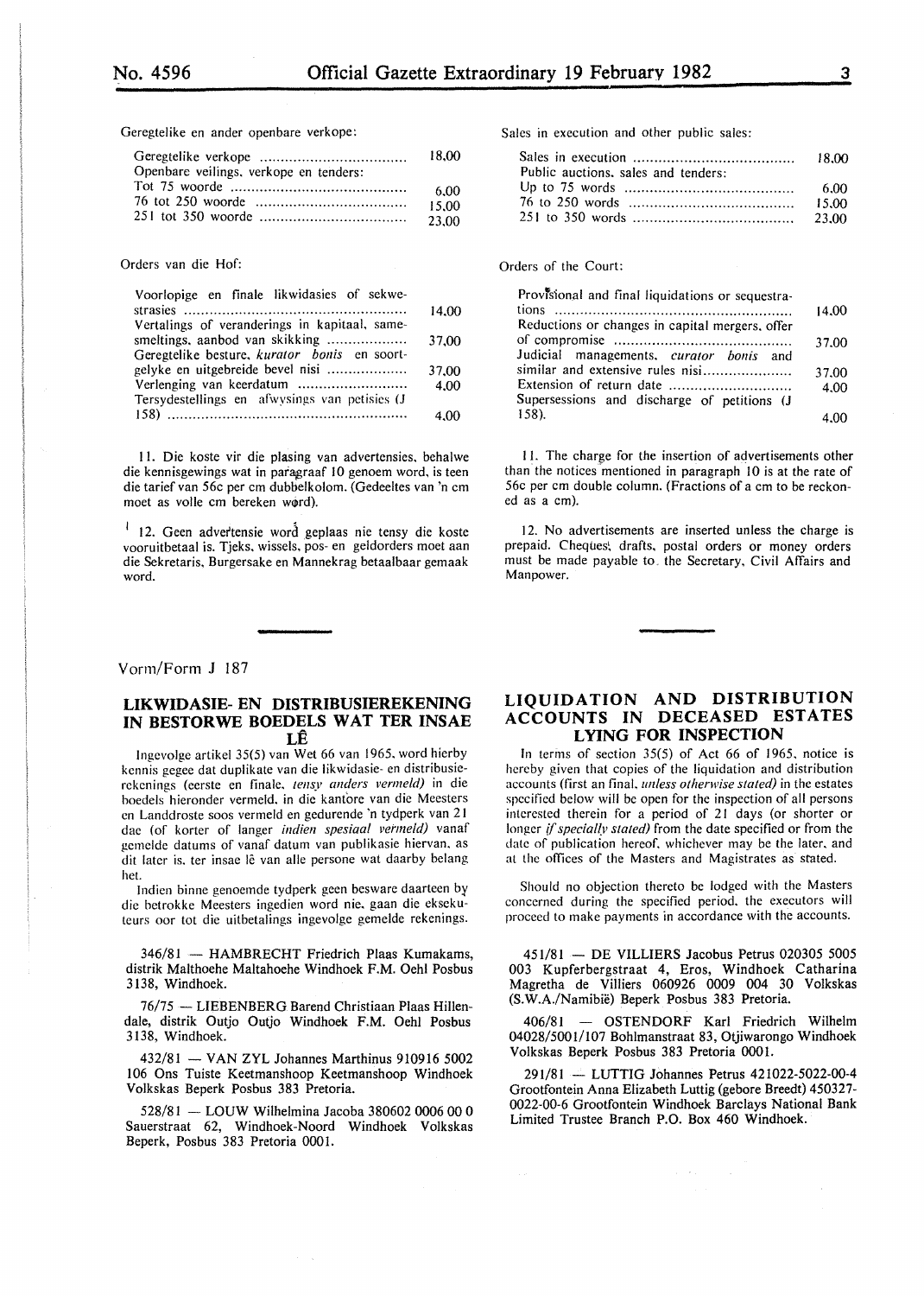Geregtelike en ander openbare verkope:

| | |
|---|---|
| Geregtelike verkope | 18,00 |
| Openbare veilings, verkope en tenders: | |
| Tot 75 woorde | 6,00 |
| 76 tot 250 woorde | 15,00 |
| 251 tot 350 woorde | 23,00 |

Orders van die Hof:

| | |
|---|---|
| Voorlopige en finale likwidasies of sekwestrasies | 14,00 |
| Vertalings of veranderings in kapitaal, samesmeltings, aanbod van skikking | 37,00 |
| Geregtelike besture, *kurator bonis* en soortgelyke en uitgebreide bevel nisi | 37,00 |
| Verlenging van keerdatum | 4,00 |
| Tersydestellings en afwysings van petisies (J 158) | 4,00 |

11. Die koste vir die plasing van advertensies, behalwe die kennisgewings wat in paragraaf 10 genoem word, is teen die tarief van 56c per cm dubbelkolom. (Gedeeltes van 'n cm moet as volle cm bereken word).

12. Geen advertensie word geplaas nie tensy die koste vooruitbetaal is. Tjeks, wissels, pos- en geldorders moet aan die Sekretaris, Burgersake en Mannekrag betaalbaar gemaak word.

Sales in execution and other public sales:

| | |
|---|---|
| Sales in execution | 18,00 |
| Public auctions, sales and tenders: | |
| Up to 75 words | 6,00 |
| 76 to 250 words | 15,00 |
| 251 to 350 words | 23,00 |

Orders of the Court:

| | |
|---|---|
| Provisional and final liquidations or sequestrations | 14,00 |
| Reductions or changes in capital mergers, offer of compromise | 37,00 |
| Judicial managements, *curator bonis* and similar and extensive rules nisi | 37,00 |
| Extension of return date | 4,00 |
| Supersessions and discharge of petitions (J 158). | 4,00 |

11. The charge for the insertion of advertisements other than the notices mentioned in paragraph 10 is at the rate of 56c per cm double column. (Fractions of a cm to be reckoned as a cm).

12. No advertisements are inserted unless the charge is prepaid. Cheques, drafts, postal orders or money orders must be made payable to the Secretary, Civil Affairs and Manpower.

Vorm/Form J 187

## LIKWIDASIE- EN DISTRIBUSIEREKENING IN BESTORWE BOEDELS WAT TER INSAE LÊ

Ingevolge artikel 35(5) van Wet 66 van 1965, word hierby kennis gegee dat duplikate van die likwidasie- en distribusierekenings (eerste en finale, *tensy anders vermeld*) in die boedels hieronder vermeld, in die kantore van die Meesters en Landdroste soos vermeld en gedurende 'n tydperk van 21 dae (of korter of langer *indien spesiaal vermeld*) vanaf gemelde datums of vanaf datum van publikasie hiervan, as dit later is, ter insae lê van alle persone wat daarby belang het.

Indien binne genoemde tydperk geen besware daarteen by die betrokke Meesters ingedien word nie, gaan die eksekuteurs oor tot die uitbetalings ingevolge gemelde rekenings.

346/81 — HAMBRECHT Friedrich Plaas Kumakams, distrik Malthoehe Maltahoehe Windhoek F.M. Oehl Posbus 3138, Windhoek.

76/75 — LIEBENBERG Barend Christiaan Plaas Hillendale, distrik Outjo Outjo Windhoek F.M. Oehl Posbus 3138, Windhoek.

432/81 — VAN ZYL Johannes Marthinus 910916 5002 106 Ons Tuiste Keetmanshoop Keetmanshoop Windhoek Volkskas Beperk Posbus 383 Pretoria.

528/81 — LOUW Wilhelmina Jacoba 380602 0006 00 0 Sauerstraat 62, Windhoek-Noord Windhoek Volkskas Beperk, Posbus 383 Pretoria 0001.

## LIQUIDATION AND DISTRIBUTION ACCOUNTS IN DECEASED ESTATES LYING FOR INSPECTION

In terms of section 35(5) of Act 66 of 1965, notice is hereby given that copies of the liquidation and distribution accounts (first an final, *unless otherwise stated*) in the estates specified below will be open for the inspection of all persons interested therein for a period of 21 days (or shorter or longer *if specially stated*) from the date specified or from the date of publication hereof, whichever may be the later, and at the offices of the Masters and Magistrates as stated.

Should no objection thereto be lodged with the Masters concerned during the specified period, the executors will proceed to make payments in accordance with the accounts.

451/81 — DE VILLIERS Jacobus Petrus 020305 5005 003 Kupferbergstraat 4, Eros, Windhoek Catharina Magretha de Villiers 060926 0009 004 30 Volkskas (S.W.A./Namibië) Beperk Posbus 383 Pretoria.

406/81 — OSTENDORF Karl Friedrich Wilhelm 04028/5001/107 Bohlmanstraat 83, Otjiwarongo Windhoek Volkskas Beperk Posbus 383 Pretoria 0001.

291/81 — LUTTIG Johannes Petrus 421022-5022-00-4 Grootfontein Anna Elizabeth Luttig (gebore Breedt) 450327-0022-00-6 Grootfontein Windhoek Barclays National Bank Limited Trustee Branch P.O. Box 460 Windhoek.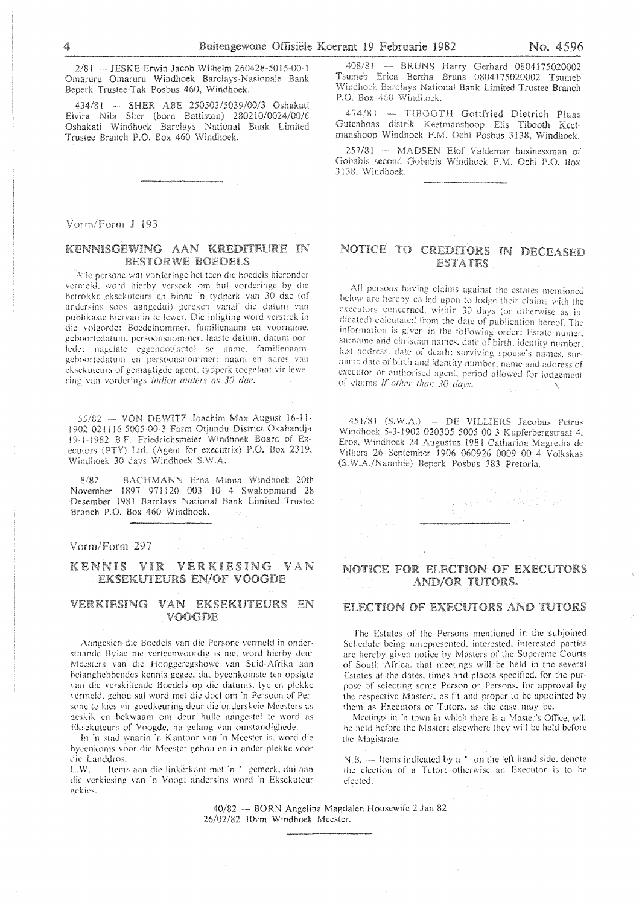2/81 — JESKE Erwin Jacob Wilhelm 260428-5015-00-1 Omaruru Omaruru Windhoek Barclays-Nasionale Bank Beperk Trustee-Tak Posbus 460, Windhoek.

434/81 — SHER ABE 250503/5039/00/3 Oshakati Elvira Nila Sher (born Battiston) 280210/0024/00/6 Oshakati Windhoek Barclays National Bank Limited Trustee Branch P.O. Box 460 Windhoek.

408/81 — BRUNS Harry Gerhard 0804175020002 Tsumeb Erica Bertha Bruns 0804175020002 Tsumeb Windhoek Barclays National Bank Limited Trustee Branch P.O. Box 460 Windhoek.

474/81 — TIBOOTH Gottfried Dietrich Plaas Gutenhoas distrik Keetmanshoop Elis Tibooth Keetmanshoop Windhoek F.M. Oehl Posbus 3138, Windhoek.

257/81 — MADSEN Elof Valdemar businessman of Gobabis second Gobabis Windhoek F.M. Oehl P.O. Box 3138, Windhoek.

Vorm/Form J 193

## KENNISGEWING AAN KREDITEURE IN BESTORWE BOEDELS

Alle persone wat vorderinge het teen die boedels hieronder vermeld, word hierby versoek om hul vorderinge by die betrokke eksekuteurs en binne 'n tydperk van 30 dae (of andersins soos aangedui) gereken vanaf die datum van publikasie hiervan in te lewer. Die inligting word verstrek in die volgorde: Boedelnommer, familienaam en voorname, geboortedatum, persoonsnommer, laaste datum, datum oorlede: nagelate eggenoot(note) se name, familienaam, geboortedatum en persoonsnommer: naam en adres van eksekuteurs of gemagtigde agent, tydperk toegelaat vir lewering van vorderings *indien anders as 30 dae.*

55/82 — VON DEWITZ Joachim Max August 16-11-1902 021116-5005-00-3 Farm Otjundu District Okahandja 19-1-1982 B.F. Friedrichsmeier Windhoek Board of Executors (PTY) Ltd. (Agent for executrix) P.O. Box 2319, Windhoek 30 days Windhoek S.W.A.

8/82 — BACHMANN Erna Minna Windhoek 20th November 1897 971120 003 10 4 Swakopmund 28 Desember 1981 Barclays National Bank Limited Trustee Branch P.O. Box 460 Windhoek.

## NOTICE TO CREDITORS IN DECEASED ESTATES

All persons having claims against the estates mentioned below are hereby called upon to lodge their claims with the executors concerned, within 30 days (or otherwise as indicated) calculated from the date of publication hereof. The information is given in the following order: Estate numer, surname and christian names, date of birth, identity number, last address, date of death; surviving spouse's names, surname date of birth and identity number; name and address of executor or authorised agent, period allowed for lodgement of claims *if other than 30 days.*

451/81 (S.W.A.) — DE VILLIERS Jacobus Petrus Windhoek 5-3-1902 020305 5005 00 3 Kupferbergstraat 4, Eros, Windhoek 24 Augustus 1981 Catharina Magretha de Villiers 26 September 1906 060926 0009 00 4 Volkskas (S.W.A./Namibië) Beperk Posbus 383 Pretoria.

Vorm/Form 297

## KENNIS VIR VERKIESING VAN EKSEKUTEURS EN/OF VOOGDE

## VERKIESING VAN EKSEKUTEURS EN VOOGDE

Aangesien die Boedels van die Persone vermeld in onderstaande Bylae nie verteenwoordig is nie, word hierby deur Meesters van die Hooggeregshowe van Suid-Afrika aan belanghebbendes kennis gegee, dat byeenkomste ten opsigte van die verskillende Boedels op die datums, tye en plekke vermeld, gehou sal word met die doel om 'n Persoon of Persone te kies vir goedkeuring deur die onderskeie Meesters as geskik en bekwaam om deur hulle aangestel te word as Eksekuteurs of Voogde, na gelang van omstandighede.

In 'n stad waarin 'n Kantoor van 'n Meester is, word die byeenkoms voor die Meester gehou en in ander plekke voor die Landdros.

L.W. — Items aan die linkerkant met 'n * gemerk, dui aan die verkiesing van 'n Voog; andersins word 'n Eksekuteur gekies.

## NOTICE FOR ELECTION OF EXECUTORS AND/OR TUTORS.

## ELECTION OF EXECUTORS AND TUTORS

The Estates of the Persons mentioned in the subjoined Schedule being unrepresented, interested, interested parties are hereby given notice by Masters of the Supereme Courts of South Africa, that meetings will be held in the several Estates at the dates, times and places specified, for the purpose of selecting some Person or Persons, for approval by the respective Masters, as fit and proper to be appointed by them as Executors or Tutors, as the case may be.

Meetings in 'n town in which there is a Master's Office, will be held before the Master; elsewhere they will be held before the Magistrate.

N.B. — Items indicated by a * on the left hand side, denote the election of a Tutor; otherwise an Executor is to be elected.

40/82 — BORN Angelina Magdalen Housewife 2 Jan 82 26/02/82 10vm Windhoek Meester.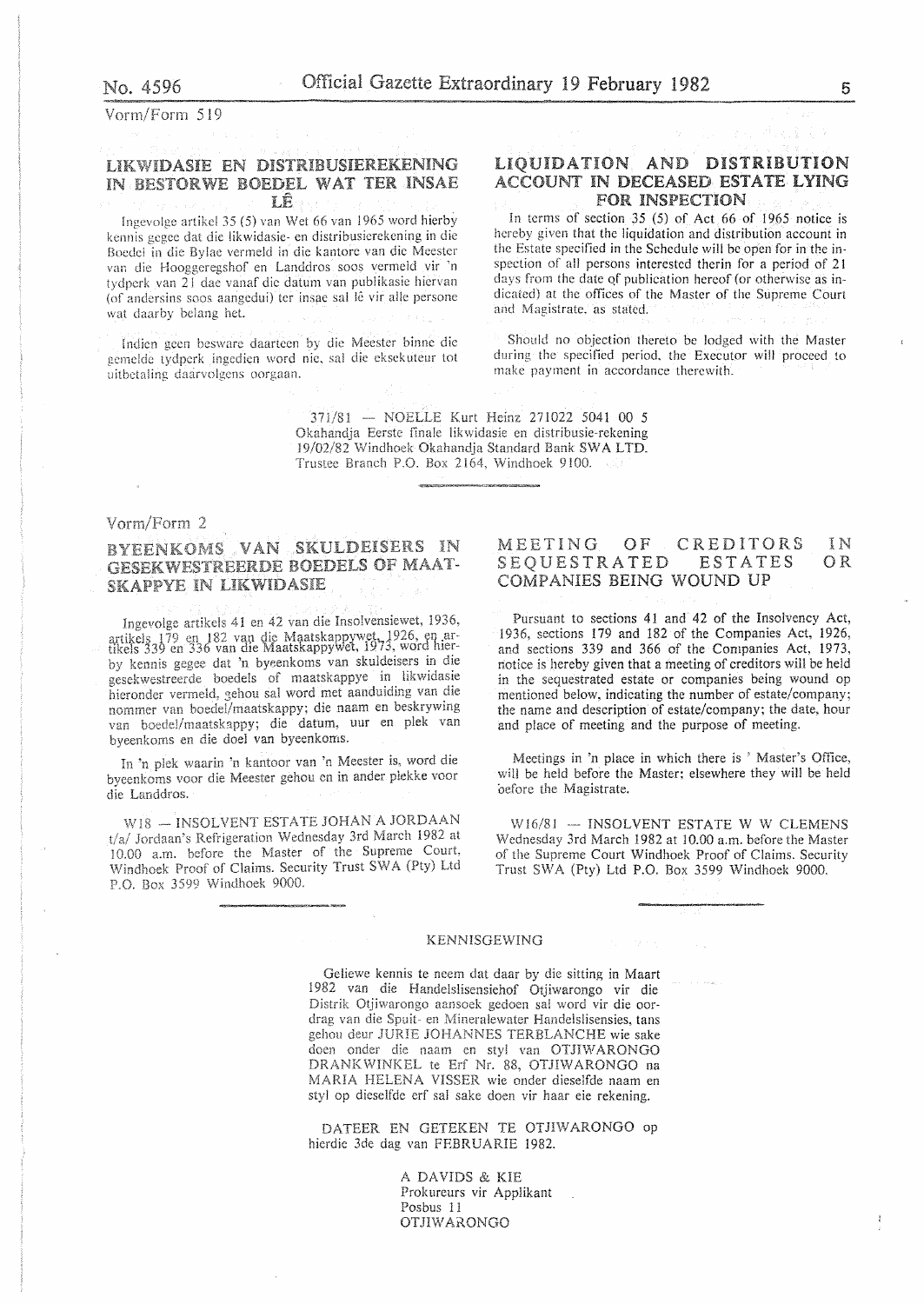Vorm/Form 519

## LIKWIDASIE EN DISTRIBUSIEREKENING IN BESTORWE BOEDEL WAT TER INSAE LÊ

Ingevolge artikel 35 (5) van Wet 66 van 1965 word hierby kennis gegee dat die likwidasie- en distribusierekening in die Boedel in die Bylae vermeld in die kantore van die Meester van die Hooggeregshof en Landdros soos vermeld vir 'n tydperk van 21 dae vanaf die datum van publikasie hiervan (of andersins soos aangedui) ter insae sal lê vir alle persone wat daarby belang het.

Indien geen besware daarteen by die Meester binne die gemelde tydperk ingedien word nie, sal die eksekuteur tot uitbetaling daarvolgens oorgaan.

## LIQUIDATION AND DISTRIBUTION ACCOUNT IN DECEASED ESTATE LYING FOR INSPECTION

In terms of section 35 (5) of Act 66 of 1965 notice is hereby given that the liquidation and distribution account in the Estate specified in the Schedule will be open for in the inspection of all persons interested therin for a period of 21 days from the date of publication hereof (or otherwise as indicated) at the offices of the Master of the Supreme Court and Magistrate, as stated.

Should no objection thereto be lodged with the Master during the specified period, the Executor will proceed to make payment in accordance therewith.

371/81 — NOELLE Kurt Heinz 271022 5041 00 5 Okahandja Eerste finale likwidasie en distribusie-rekening 19/02/82 Windhoek Okahandja Standard Bank SWA LTD. Trustee Branch P.O. Box 2164, Windhoek 9100.

---

Vorm/Form 2

## BYEENKOMS VAN SKULDEISERS IN GESEKWESTREERDE BOEDELS OF MAATSKAPPYE IN LIKWIDASIE

Ingevolge artikels 41 en 42 van die Insolvensiewet, 1936, artikels 179 en 182 van die Maatskappywet, 1926, en artikels 339 en 336 van die Maatskappywet, 1973, word hierby kennis gegee dat 'n byeenkoms van skuldeisers in die gesekwestreerde boedels of maatskappye in likwidasie hieronder vermeld, gehou sal word met aanduiding van die nommer van boedel/maatskappy; die naam en beskrywing van boedel/maatskappy; die datum, uur en plek van byeenkoms en die doel van byeenkoms.

In 'n plek waarin 'n kantoor van 'n Meester is, word die byeenkoms voor die Meester gehou en in ander plekke voor die Landdros.

W18 — INSOLVENT ESTATE JOHAN A JORDAAN t/a/ Jordaan's Refrigeration Wednesday 3rd March 1982 at 10.00 a.m. before the Master of the Supreme Court, Windhoek Proof of Claims. Security Trust SWA (Pty) Ltd P.O. Box 3599 Windhoek 9000.

## MEETING OF CREDITORS IN SEQUESTRATED ESTATES OR COMPANIES BEING WOUND UP

Pursuant to sections 41 and 42 of the Insolvency Act, 1936, sections 179 and 182 of the Companies Act, 1926, and sections 339 and 366 of the Companies Act, 1973, notice is hereby given that a meeting of creditors will be held in the sequestrated estate or companies being wound op mentioned below, indicating the number of estate/company; the name and description of estate/company; the date, hour and place of meeting and the purpose of meeting.

Meetings in 'n place in which there is ' Master's Office, will be held before the Master; elsewhere they will be held before the Magistrate.

W16/81 — INSOLVENT ESTATE W W CLEMENS Wednesday 3rd March 1982 at 10.00 a.m. before the Master of the Supreme Court Windhoek Proof of Claims. Security Trust SWA (Pty) Ltd P.O. Box 3599 Windhoek 9000.

---

## KENNISGEWING

Geliewe kennis te neem dat daar by die sitting in Maart 1982 van die Handelslisensiehof Otjiwarongo vir die Distrik Otjiwarongo aansoek gedoen sal word vir die oordrag van die Spuit- en Mineralewater Handelslisensies, tans gehou deur JURIE JOHANNES TERBLANCHE wie sake doen onder die naam en styl van OTJIWARONGO DRANKWINKEL te Erf Nr. 88, OTJIWARONGO na MARIA HELENA VISSER wie onder dieselfde naam en styl op dieselfde erf sal sake doen vir haar eie rekening.

DATEER EN GETEKEN TE OTJIWARONGO op hierdie 3de dag van FEBRUARIE 1982.

A DAVIDS & KIE
Prokureurs vir Applikant
Posbus 11
OTJIWARONGO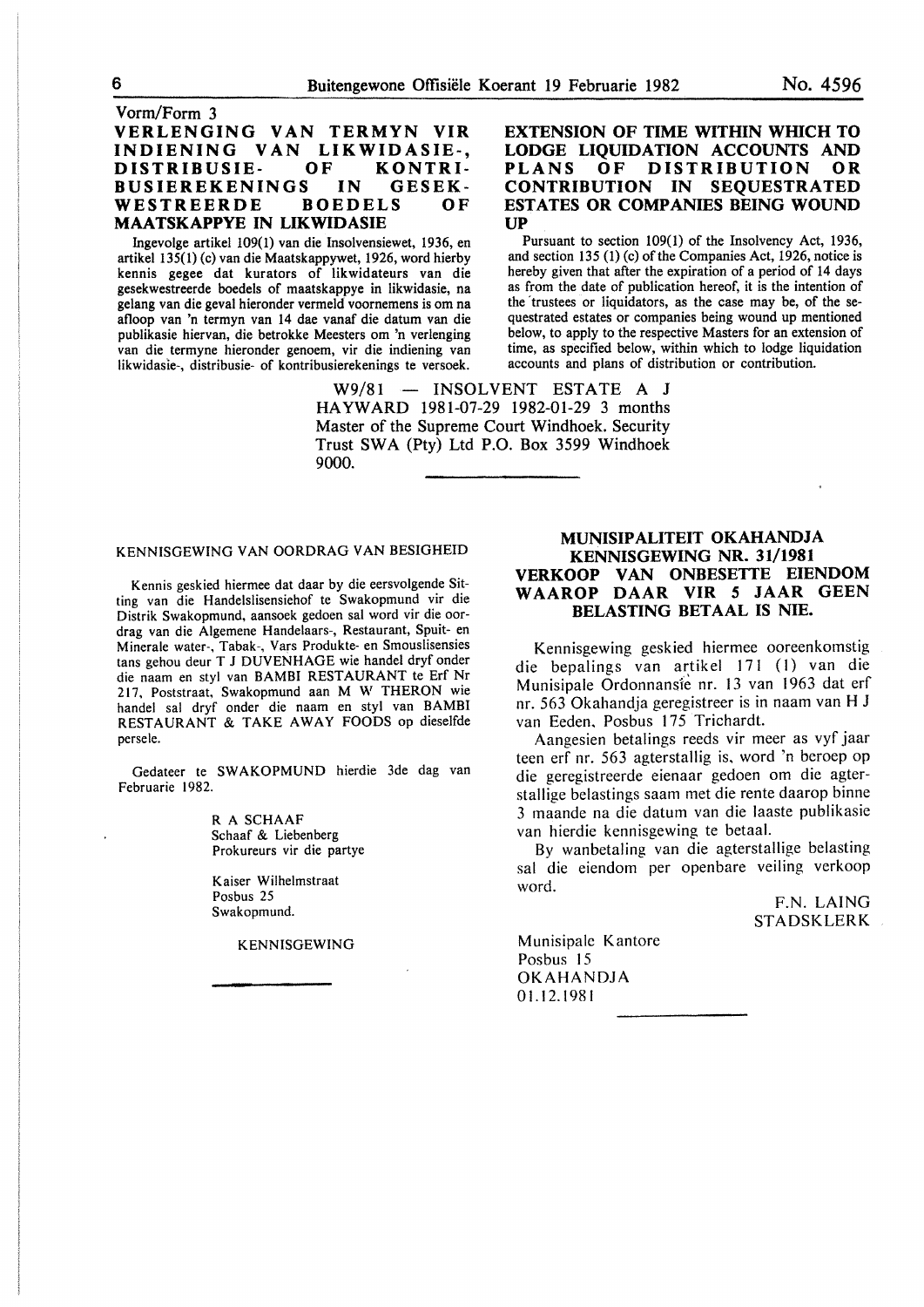Vorm/Form 3

## VERLENGING VAN TERMYN VIR INDIENING VAN LIKWIDASIE-, DISTRIBUSIE- OF KONTRIBUSIEREKENINGS IN GESEKWESTREERDE BOEDELS OF MAATSKAPPYE IN LIKWIDASIE

Ingevolge artikel 109(1) van die Insolvensiewet, 1936, en artikel 135(1) (c) van die Maatskappywet, 1926, word hierby kennis gegee dat kurators of likwidateurs van die gesekwestreerde boedels of maatskappye in likwidasie, na gelang van die geval hieronder vermeld voornemens is om na afloop van 'n termyn van 14 dae vanaf die datum van die publikasie hiervan, die betrokke Meesters om 'n verlenging van die termyne hieronder genoem, vir die indiening van likwidasie-, distribusie- of kontribusierekenings te versoek.

## EXTENSION OF TIME WITHIN WHICH TO LODGE LIQUIDATION ACCOUNTS AND PLANS OF DISTRIBUTION OR CONTRIBUTION IN SEQUESTRATED ESTATES OR COMPANIES BEING WOUND UP

Pursuant to section 109(1) of the Insolvency Act, 1936, and section 135 (1) (c) of the Companies Act, 1926, notice is hereby given that after the expiration of a period of 14 days as from the date of publication hereof, it is the intention of the trustees or liquidators, as the case may be, of the sequestrated estates or companies being wound up mentioned below, to apply to the respective Masters for an extension of time, as specified below, within which to lodge liquidation accounts and plans of distribution or contribution.

W9/81 — INSOLVENT ESTATE A J HAYWARD 1981-07-29 1982-01-29 3 months Master of the Supreme Court Windhoek. Security Trust SWA (Pty) Ltd P.O. Box 3599 Windhoek 9000.

---

KENNISGEWING VAN OORDRAG VAN BESIGHEID

Kennis geskied hiermee dat daar by die eersvolgende Sitting van die Handelslisensiehof te Swakopmund vir die Distrik Swakopmund, aansoek gedoen sal word vir die oordrag van die Algemene Handelaars-, Restaurant, Spuit- en Minerale water-, Tabak-, Vars Produkte- en Smouslisensies tans gehou deur T J DUVENHAGE wie handel dryf onder die naam en styl van BAMBI RESTAURANT te Erf Nr 217, Poststraat, Swakopmund aan M W THERON wie handel sal dryf onder die naam en styl van BAMBI RESTAURANT & TAKE AWAY FOODS op dieselfde persele.

Gedateer te SWAKOPMUND hierdie 3de dag van Februarie 1982.

R A SCHAAF
Schaaf & Liebenberg
Prokureurs vir die partye

Kaiser Wilhelmstraat
Posbus 25
Swakopmund.

KENNISGEWING

---

## MUNISIPALITEIT OKAHANDJA KENNISGEWING NR. 31/1981 VERKOOP VAN ONBESETTE EIENDOM WAAROP DAAR VIR 5 JAAR GEEN BELASTING BETAAL IS NIE.

Kennisgewing geskied hiermee ooreenkomstig die bepalings van artikel 171 (1) van die Munisipale Ordonnansie nr. 13 van 1963 dat erf nr. 563 Okahandja geregistreer is in naam van H J van Eeden, Posbus 175 Trichardt.

Aangesien betalings reeds vir meer as vyf jaar teen erf nr. 563 agterstallig is, word 'n beroep op die geregistreerde eienaar gedoen om die agterstallige belastings saam met die rente daarop binne 3 maande na die datum van die laaste publikasie van hierdie kennisgewing te betaal.

By wanbetaling van die agterstallige belasting sal die eiendom per openbare veiling verkoop word.

F.N. LAING
STADSKLERK

Munisipale Kantore
Posbus 15
OKAHANDJA
01.12.1981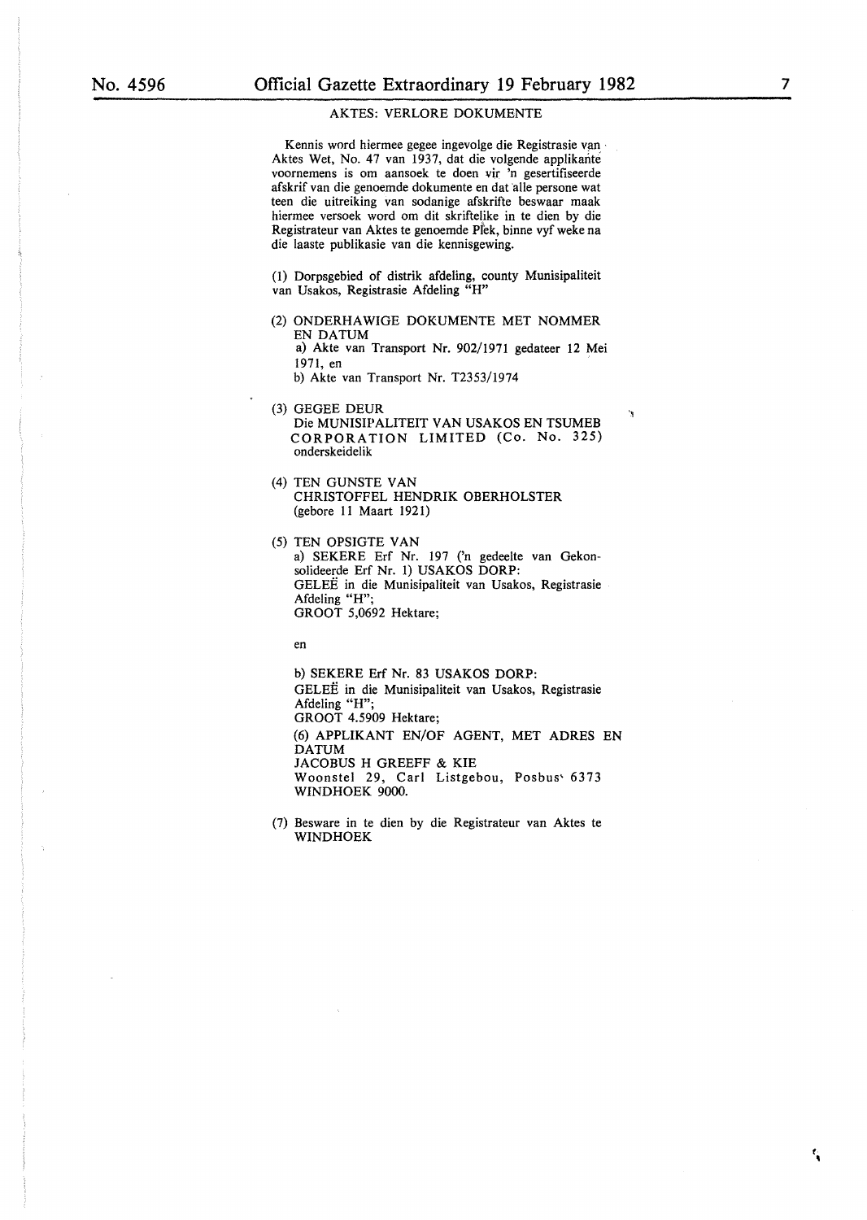## AKTES: VERLORE DOKUMENTE

Kennis word hiermee gegee ingevolge die Registrasie van Aktes Wet, No. 47 van 1937, dat die volgende applikante voornemens is om aansoek te doen vir 'n gesertifiseerde afskrif van die genoemde dokumente en dat alle persone wat teen die uitreiking van sodanige afskrifte beswaar maak hiermee versoek word om dit skriftelike in te dien by die Registrateur van Aktes te genoemde Plek, binne vyf weke na die laaste publikasie van die kennisgewing.

(1) Dorpsgebied of distrik afdeling, county Munisipaliteit van Usakos, Registrasie Afdeling "H"

(2) ONDERHAWIGE DOKUMENTE MET NOMMER EN DATUM
a) Akte van Transport Nr. 902/1971 gedateer 12 Mei 1971, en
b) Akte van Transport Nr. T2353/1974

(3) GEGEE DEUR
Die MUNISIPALITEIT VAN USAKOS EN TSUMEB CORPORATION LIMITED (Co. No. 325) onderskeidelik

(4) TEN GUNSTE VAN
CHRISTOFFEL HENDRIK OBERHOLSTER (gebore 11 Maart 1921)

(5) TEN OPSIGTE VAN
a) SEKERE Erf Nr. 197 ('n gedeelte van Gekonsolideerde Erf Nr. 1) USAKOS DORP:
GELEË in die Munisipaliteit van Usakos, Registrasie Afdeling "H";
GROOT 5,0692 Hektare;

en

b) SEKERE Erf Nr. 83 USAKOS DORP:
GELEË in die Munisipaliteit van Usakos, Registrasie Afdeling "H";
GROOT 4.5909 Hektare;

(6) APPLIKANT EN/OF AGENT, MET ADRES EN DATUM
JACOBUS H GREEFF & KIE
Woonstel 29, Carl Listgebou, Posbus 6373
WINDHOEK 9000.

(7) Besware in te dien by die Registrateur van Aktes te WINDHOEK